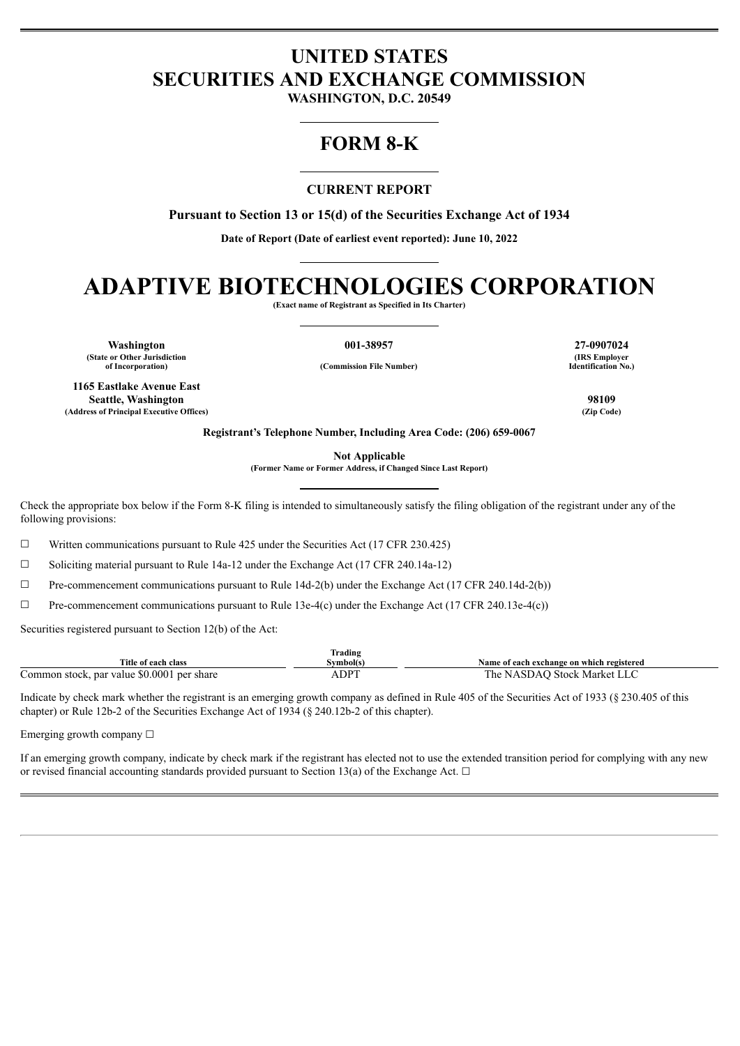# UNITED STATES
# SECURITIES AND EXCHANGE COMMISSION

**WASHINGTON, D.C. 20549**

# FORM 8-K

**CURRENT REPORT**

**Pursuant to Section 13 or 15(d) of the Securities Exchange Act of 1934**

**Date of Report (Date of earliest event reported): June 10, 2022**

# ADAPTIVE BIOTECHNOLOGIES CORPORATION

**(Exact name of Registrant as Specified in Its Charter)**

| **Washington** | **001-38957** | **27-0907024** |
|---|---|---|
| **(State or Other Jurisdiction of Incorporation)** | **(Commission File Number)** | **(IRS Employer Identification No.)** |

| **1165 Eastlake Avenue East Seattle, Washington** | **98109** |
|---|---|
| **(Address of Principal Executive Offices)** | **(Zip Code)** |

**Registrant's Telephone Number, Including Area Code: (206) 659-0067**

**Not Applicable**
**(Former Name or Former Address, if Changed Since Last Report)**

Check the appropriate box below if the Form 8-K filing is intended to simultaneously satisfy the filing obligation of the registrant under any of the following provisions:

☐ Written communications pursuant to Rule 425 under the Securities Act (17 CFR 230.425)

☐ Soliciting material pursuant to Rule 14a-12 under the Exchange Act (17 CFR 240.14a-12)

☐ Pre-commencement communications pursuant to Rule 14d-2(b) under the Exchange Act (17 CFR 240.14d-2(b))

☐ Pre-commencement communications pursuant to Rule 13e-4(c) under the Exchange Act (17 CFR 240.13e-4(c))

Securities registered pursuant to Section 12(b) of the Act:

| Title of each class | Trading Symbol(s) | Name of each exchange on which registered |
|---|---|---|
| Common stock, par value $0.0001 per share | ADPT | The NASDAQ Stock Market LLC |

Indicate by check mark whether the registrant is an emerging growth company as defined in Rule 405 of the Securities Act of 1933 (§ 230.405 of this chapter) or Rule 12b-2 of the Securities Exchange Act of 1934 (§ 240.12b-2 of this chapter).

Emerging growth company ☐

If an emerging growth company, indicate by check mark if the registrant has elected not to use the extended transition period for complying with any new or revised financial accounting standards provided pursuant to Section 13(a) of the Exchange Act. ☐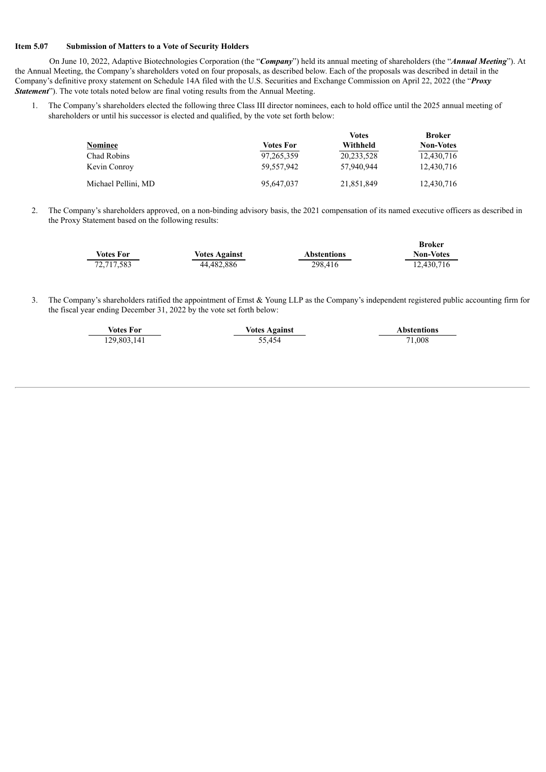**Item 5.07 Submission of Matters to a Vote of Security Holders**

On June 10, 2022, Adaptive Biotechnologies Corporation (the "***Company***") held its annual meeting of shareholders (the "***Annual Meeting***"). At the Annual Meeting, the Company's shareholders voted on four proposals, as described below. Each of the proposals was described in detail in the Company's definitive proxy statement on Schedule 14A filed with the U.S. Securities and Exchange Commission on April 22, 2022 (the "***Proxy Statement***"). The vote totals noted below are final voting results from the Annual Meeting.

1. The Company's shareholders elected the following three Class III director nominees, each to hold office until the 2025 annual meeting of shareholders or until his successor is elected and qualified, by the vote set forth below:

| Nominee | Votes For | Votes Withheld | Broker Non-Votes |
|---|---|---|---|
| Chad Robins | 97,265,359 | 20,233,528 | 12,430,716 |
| Kevin Conroy | 59,557,942 | 57,940,944 | 12,430,716 |
| Michael Pellini, MD | 95,647,037 | 21,851,849 | 12,430,716 |

2. The Company's shareholders approved, on a non-binding advisory basis, the 2021 compensation of its named executive officers as described in the Proxy Statement based on the following results:

| Votes For | Votes Against | Abstentions | Broker Non-Votes |
|---|---|---|---|
| 72,717,583 | 44,482,886 | 298,416 | 12,430,716 |

3. The Company's shareholders ratified the appointment of Ernst & Young LLP as the Company's independent registered public accounting firm for the fiscal year ending December 31, 2022 by the vote set forth below:

| Votes For | Votes Against | Abstentions |
|---|---|---|
| 129,803,141 | 55,454 | 71,008 |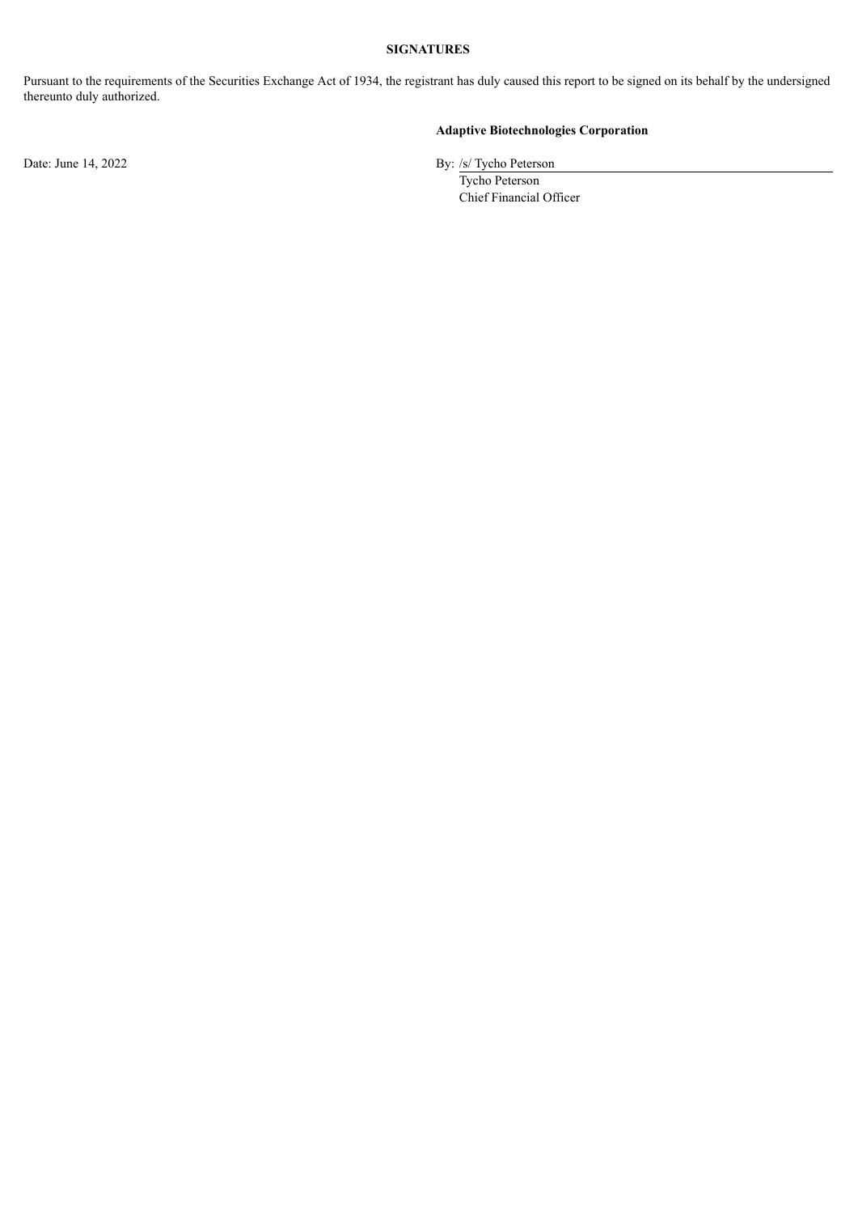**SIGNATURES**

Pursuant to the requirements of the Securities Exchange Act of 1934, the registrant has duly caused this report to be signed on its behalf by the undersigned thereunto duly authorized.

**Adaptive Biotechnologies Corporation**

Date: June 14, 2022

By: /s/ Tycho Peterson
Tycho Peterson
Chief Financial Officer